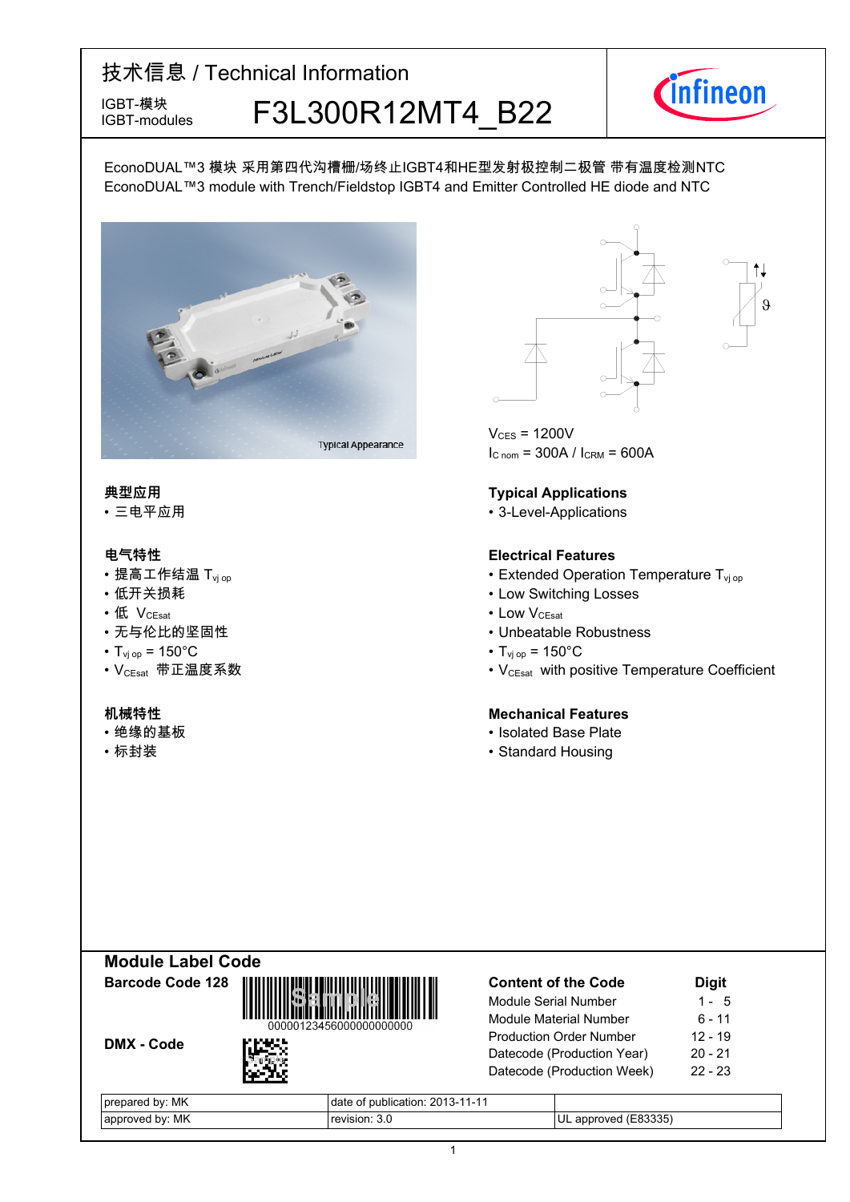# 技术信息 / Technical Information

IGBT-模块
IGBT-modules

# F3L300R12MT4_B22

EconoDUAL™3 模块 采用第四代沟槽栅/场终止IGBT4和HE型发射极控制二极管 带有温度检测NTC
EconoDUAL™3 module with Trench/Fieldstop IGBT4 and Emitter Controlled HE diode and NTC

Typical Appearance

$V_{CES}$ = 1200V
$I_{C\ nom}$ = 300A / $I_{CRM}$ = 600A

### 典型应用
- 三电平应用

### Typical Applications
- 3-Level-Applications

### 电气特性
- 提高工作结温 $T_{vj\ op}$
- 低开关损耗
- 低 $V_{CEsat}$
- 无与伦比的坚固性
- $T_{vj\ op}$ = 150°C
- $V_{CEsat}$ 带正温度系数

### Electrical Features
- Extended Operation Temperature $T_{vj\ op}$
- Low Switching Losses
- Low $V_{CEsat}$
- Unbeatable Robustness
- $T_{vj\ op}$ = 150°C
- $V_{CEsat}$ with positive Temperature Coefficient

### 机械特性
- 绝缘的基板
- 标封装

### Mechanical Features
- Isolated Base Plate
- Standard Housing

## Module Label Code

**Barcode Code 128**

00000123456000000000000

**DMX - Code**

| Content of the Code | Digit |
|---|---|
| Module Serial Number | 1 - 5 |
| Module Material Number | 6 - 11 |
| Production Order Number | 12 - 19 |
| Datecode (Production Year) | 20 - 21 |
| Datecode (Production Week) | 22 - 23 |

| | | |
|---|---|---|
| prepared by: MK | date of publication: 2013-11-11 | |
| approved by: MK | revision: 3.0 | UL approved (E83335) |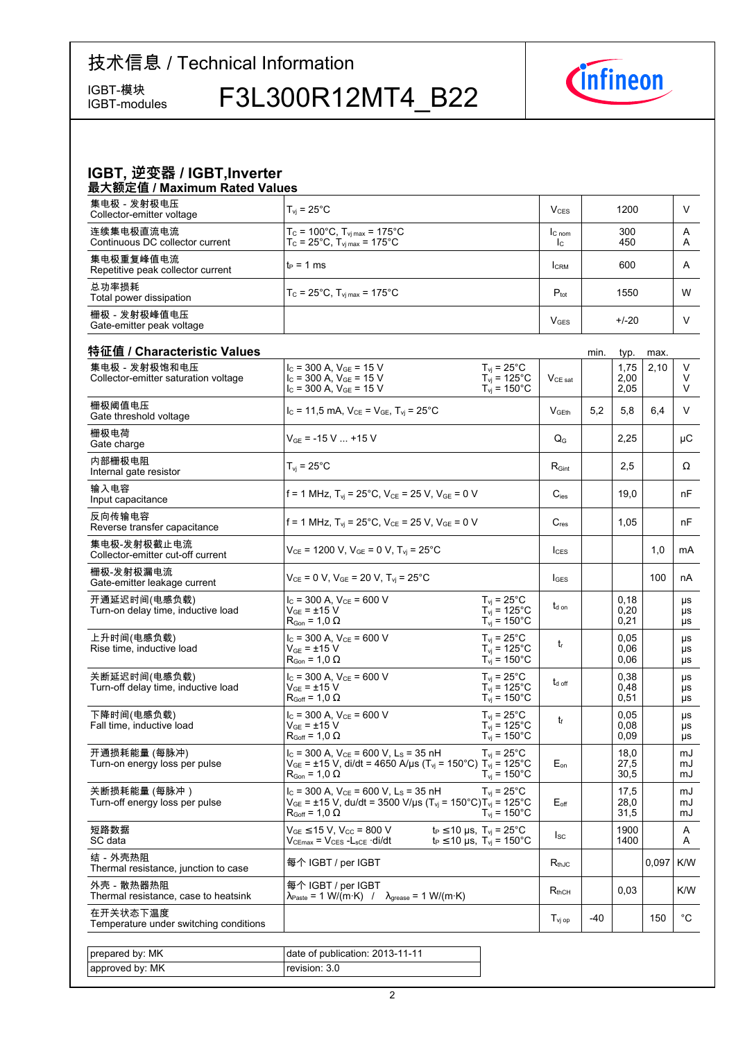# 技术信息 / Technical Information

IGBT-模块
IGBT-modules

# F3L300R12MT4_B22

## IGBT, 逆变器 / IGBT,Inverter

### 最大额定值 / Maximum Rated Values

| | | | | |
|---|---|---|---|---|
| 集电极 - 发射极电压<br>Collector-emitter voltage | $T_{vj}$ = 25°C | $V_{CES}$ | 1200 | V |
| 连续集电极直流电流<br>Continuous DC collector current | $T_C$ = 100°C, $T_{vj\,max}$ = 175°C<br>$T_C$ = 25°C, $T_{vj\,max}$ = 175°C | $I_{C\,nom}$<br>$I_C$ | 300<br>450 | A<br>A |
| 集电极重复峰值电流<br>Repetitive peak collector current | $t_P$ = 1 ms | $I_{CRM}$ | 600 | A |
| 总功率损耗<br>Total power dissipation | $T_C$ = 25°C, $T_{vj\,max}$ = 175°C | $P_{tot}$ | 1550 | W |
| 栅极 - 发射极峰值电压<br>Gate-emitter peak voltage | | $V_{GES}$ | +/-20 | V |

### 特征值 / Characteristic Values

| | | | | min. | typ. | max. | |
|---|---|---|---|---|---|---|---|
| 集电极 - 发射极饱和电压<br>Collector-emitter saturation voltage | $I_C$ = 300 A, $V_{GE}$ = 15 V<br>$I_C$ = 300 A, $V_{GE}$ = 15 V<br>$I_C$ = 300 A, $V_{GE}$ = 15 V | $T_{vj}$ = 25°C<br>$T_{vj}$ = 125°C<br>$T_{vj}$ = 150°C | $V_{CE\,sat}$ | | 1,75<br>2,00<br>2,05 | 2,10 | V<br>V<br>V |
| 栅极阈值电压<br>Gate threshold voltage | $I_C$ = 11,5 mA, $V_{CE}$ = $V_{GE}$, $T_{vj}$ = 25°C | | $V_{GEth}$ | 5,2 | 5,8 | 6,4 | V |
| 栅极电荷<br>Gate charge | $V_{GE}$ = -15 V ... +15 V | | $Q_G$ | | 2,25 | | µC |
| 内部栅极电阻<br>Internal gate resistor | $T_{vj}$ = 25°C | | $R_{Gint}$ | | 2,5 | | Ω |
| 输入电容<br>Input capacitance | f = 1 MHz, $T_{vj}$ = 25°C, $V_{CE}$ = 25 V, $V_{GE}$ = 0 V | | $C_{ies}$ | | 19,0 | | nF |
| 反向传输电容<br>Reverse transfer capacitance | f = 1 MHz, $T_{vj}$ = 25°C, $V_{CE}$ = 25 V, $V_{GE}$ = 0 V | | $C_{res}$ | | 1,05 | | nF |
| 集电极-发射极截止电流<br>Collector-emitter cut-off current | $V_{CE}$ = 1200 V, $V_{GE}$ = 0 V, $T_{vj}$ = 25°C | | $I_{CES}$ | | | 1,0 | mA |
| 栅极-发射极漏电流<br>Gate-emitter leakage current | $V_{CE}$ = 0 V, $V_{GE}$ = 20 V, $T_{vj}$ = 25°C | | $I_{GES}$ | | | 100 | nA |
| 开通延迟时间(电感负载)<br>Turn-on delay time, inductive load | $I_C$ = 300 A, $V_{CE}$ = 600 V<br>$V_{GE}$ = ±15 V<br>$R_{Gon}$ = 1,0 Ω | $T_{vj}$ = 25°C<br>$T_{vj}$ = 125°C<br>$T_{vj}$ = 150°C | $t_{d\,on}$ | | 0,18<br>0,20<br>0,21 | | µs<br>µs<br>µs |
| 上升时间(电感负载)<br>Rise time, inductive load | $I_C$ = 300 A, $V_{CE}$ = 600 V<br>$V_{GE}$ = ±15 V<br>$R_{Gon}$ = 1,0 Ω | $T_{vj}$ = 25°C<br>$T_{vj}$ = 125°C<br>$T_{vj}$ = 150°C | $t_r$ | | 0,05<br>0,06<br>0,06 | | µs<br>µs<br>µs |
| 关断延迟时间(电感负载)<br>Turn-off delay time, inductive load | $I_C$ = 300 A, $V_{CE}$ = 600 V<br>$V_{GE}$ = ±15 V<br>$R_{Goff}$ = 1,0 Ω | $T_{vj}$ = 25°C<br>$T_{vj}$ = 125°C<br>$T_{vj}$ = 150°C | $t_{d\,off}$ | | 0,38<br>0,48<br>0,51 | | µs<br>µs<br>µs |
| 下降时间(电感负载)<br>Fall time, inductive load | $I_C$ = 300 A, $V_{CE}$ = 600 V<br>$V_{GE}$ = ±15 V<br>$R_{Goff}$ = 1,0 Ω | $T_{vj}$ = 25°C<br>$T_{vj}$ = 125°C<br>$T_{vj}$ = 150°C | $t_f$ | | 0,05<br>0,08<br>0,09 | | µs<br>µs<br>µs |
| 开通损耗能量 (每脉冲)<br>Turn-on energy loss per pulse | $I_C$ = 300 A, $V_{CE}$ = 600 V, $L_S$ = 35 nH<br>$V_{GE}$ = ±15 V, di/dt = 4650 A/µs ($T_{vj}$ = 150°C)<br>$R_{Gon}$ = 1,0 Ω | $T_{vj}$ = 25°C<br>$T_{vj}$ = 125°C<br>$T_{vj}$ = 150°C | $E_{on}$ | | 18,0<br>27,5<br>30,5 | | mJ<br>mJ<br>mJ |
| 关断损耗能量 (每脉冲 )<br>Turn-off energy loss per pulse | $I_C$ = 300 A, $V_{CE}$ = 600 V, $L_S$ = 35 nH<br>$V_{GE}$ = ±15 V, du/dt = 3500 V/µs ($T_{vj}$ = 150°C)<br>$R_{Goff}$ = 1,0 Ω | $T_{vj}$ = 25°C<br>$T_{vj}$ = 125°C<br>$T_{vj}$ = 150°C | $E_{off}$ | | 17,5<br>28,0<br>31,5 | | mJ<br>mJ<br>mJ |
| 短路数据<br>SC data | $V_{GE}$ ≤15 V, $V_{CC}$ = 800 V<br>$V_{CEmax}$ = $V_{CES}$ -$L_{sCE}$ ·di/dt | $t_P$ ≤10 µs, $T_{vj}$ = 25°C<br>$t_P$ ≤10 µs, $T_{vj}$ = 150°C | $I_{SC}$ | | 1900<br>1400 | | A<br>A |
| 结 - 外壳热阻<br>Thermal resistance, junction to case | 每个 IGBT / per IGBT | | $R_{thJC}$ | | | 0,097 | K/W |
| 外壳 - 散热器热阻<br>Thermal resistance, case to heatsink | 每个 IGBT / per IGBT<br>$\lambda_{Paste}$ = 1 W/(m·K) / $\lambda_{grease}$ = 1 W/(m·K) | | $R_{thCH}$ | | 0,03 | | K/W |
| 在开关状态下温度<br>Temperature under switching conditions | | | $T_{vj\,op}$ | -40 | | 150 | °C |

| | |
|---|---|
| prepared by: MK | date of publication: 2013-11-11 |
| approved by: MK | revision: 3.0 |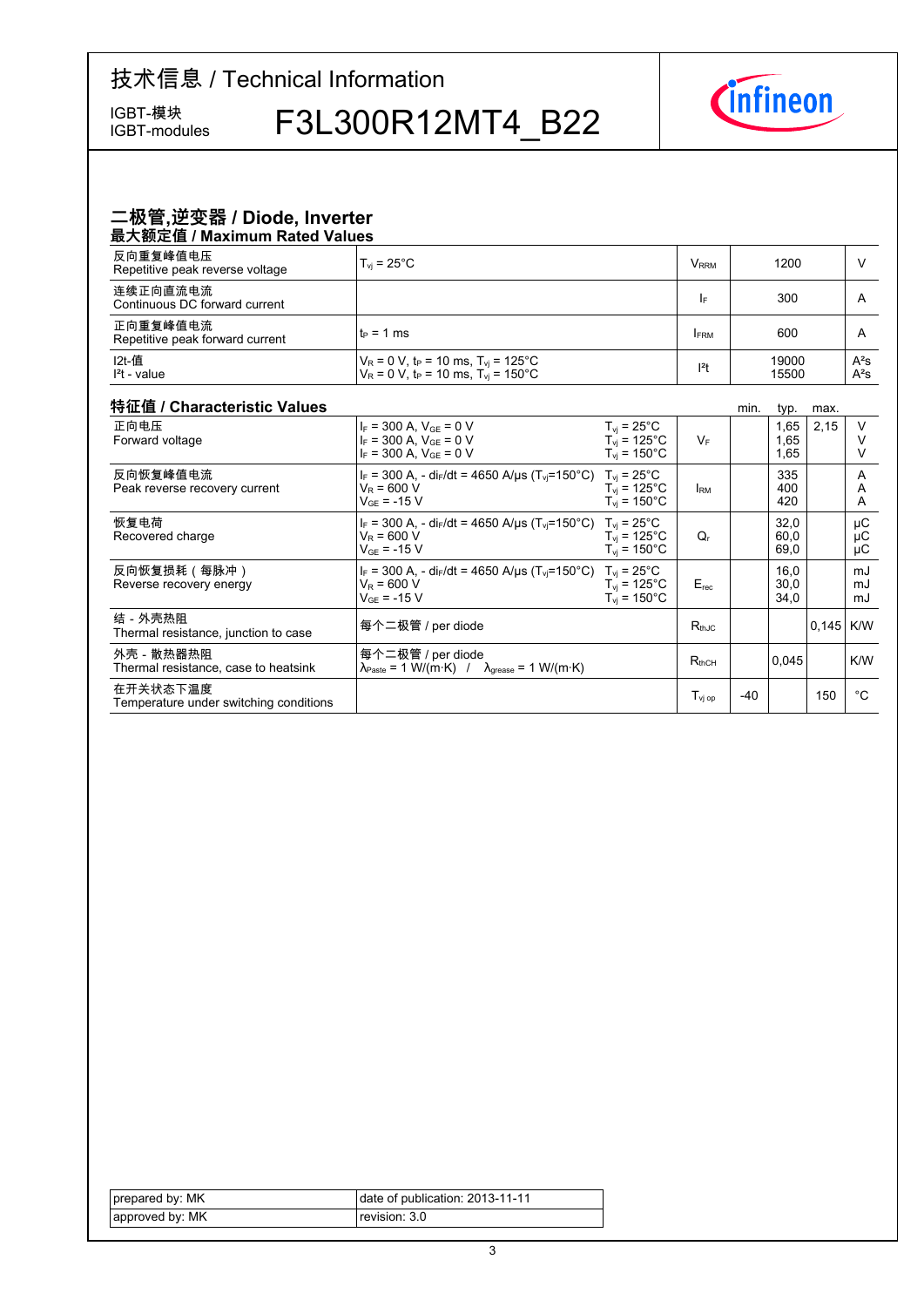# 技术信息 / Technical Information

IGBT-模块
IGBT-modules

F3L300R12MT4_B22

## 二极管,逆变器 / Diode, Inverter

### 最大额定值 / Maximum Rated Values

| | | | | |
|---|---|---|---|---|
| 反向重复峰值电压<br>Repetitive peak reverse voltage | $T_{vj}$ = 25°C | $V_{RRM}$ | 1200 | V |
| 连续正向直流电流<br>Continuous DC forward current | | $I_F$ | 300 | A |
| 正向重复峰值电流<br>Repetitive peak forward current | $t_P$ = 1 ms | $I_{FRM}$ | 600 | A |
| I2t-值<br>$I^2t$ - value | $V_R$ = 0 V, $t_P$ = 10 ms, $T_{vj}$ = 125°C<br>$V_R$ = 0 V, $t_P$ = 10 ms, $T_{vj}$ = 150°C | $I^2t$ | 19000<br>15500 | $A^2s$<br>$A^2s$ |

### 特征值 / Characteristic Values

| | | | | min. | typ. | max. | |
|---|---|---|---|---|---|---|---|
| 正向电压<br>Forward voltage | $I_F$ = 300 A, $V_{GE}$ = 0 V<br>$I_F$ = 300 A, $V_{GE}$ = 0 V<br>$I_F$ = 300 A, $V_{GE}$ = 0 V | $T_{vj}$ = 25°C<br>$T_{vj}$ = 125°C<br>$T_{vj}$ = 150°C | $V_F$ | | 1,65<br>1,65<br>1,65 | 2,15 | V<br>V<br>V |
| 反向恢复峰值电流<br>Peak reverse recovery current | $I_F$ = 300 A, - $di_F/dt$ = 4650 A/µs ($T_{vj}$=150°C)<br>$V_R$ = 600 V<br>$V_{GE}$ = -15 V | $T_{vj}$ = 25°C<br>$T_{vj}$ = 125°C<br>$T_{vj}$ = 150°C | $I_{RM}$ | | 335<br>400<br>420 | | A<br>A<br>A |
| 恢复电荷<br>Recovered charge | $I_F$ = 300 A, - $di_F/dt$ = 4650 A/µs ($T_{vj}$=150°C)<br>$V_R$ = 600 V<br>$V_{GE}$ = -15 V | $T_{vj}$ = 25°C<br>$T_{vj}$ = 125°C<br>$T_{vj}$ = 150°C | $Q_r$ | | 32,0<br>60,0<br>69,0 | | µC<br>µC<br>µC |
| 反向恢复损耗（每脉冲）<br>Reverse recovery energy | $I_F$ = 300 A, - $di_F/dt$ = 4650 A/µs ($T_{vj}$=150°C)<br>$V_R$ = 600 V<br>$V_{GE}$ = -15 V | $T_{vj}$ = 25°C<br>$T_{vj}$ = 125°C<br>$T_{vj}$ = 150°C | $E_{rec}$ | | 16,0<br>30,0<br>34,0 | | mJ<br>mJ<br>mJ |
| 结 - 外壳热阻<br>Thermal resistance, junction to case | 每个二极管 / per diode | | $R_{thJC}$ | | | 0,145 | K/W |
| 外壳 - 散热器热阻<br>Thermal resistance, case to heatsink | 每个二极管 / per diode<br>$\lambda_{Paste}$ = 1 W/(m·K) / $\lambda_{grease}$ = 1 W/(m·K) | | $R_{thCH}$ | | 0,045 | | K/W |
| 在开关状态下温度<br>Temperature under switching conditions | | | $T_{vj\ op}$ | -40 | | 150 | °C |

| | |
|---|---|
| prepared by: MK | date of publication: 2013-11-11 |
| approved by: MK | revision: 3.0 |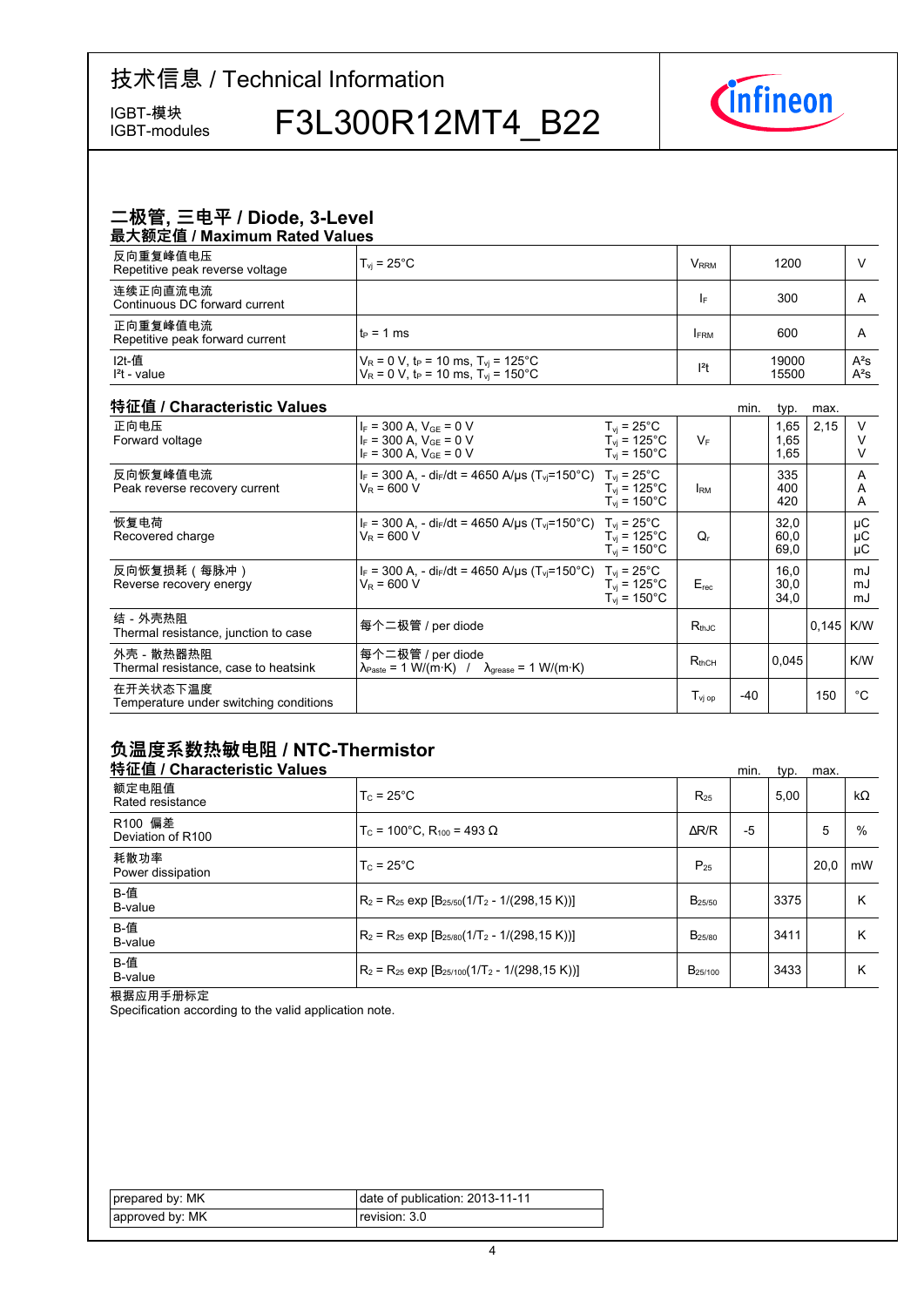## 二极管, 三电平 / Diode, 3-Level

### 最大额定值 / Maximum Rated Values

| | | | | |
|---|---|---|---|---|
| 反向重复峰值电压<br>Repetitive peak reverse voltage | $T_{vj}$ = 25°C | $V_{RRM}$ | 1200 | V |
| 连续正向直流电流<br>Continuous DC forward current | | $I_F$ | 300 | A |
| 正向重复峰值电流<br>Repetitive peak forward current | $t_P$ = 1 ms | $I_{FRM}$ | 600 | A |
| I2t-值<br>I²t - value | $V_R$ = 0 V, $t_P$ = 10 ms, $T_{vj}$ = 125°C<br>$V_R$ = 0 V, $t_P$ = 10 ms, $T_{vj}$ = 150°C | $I^2t$ | 19000<br>15500 | A²s<br>A²s |

### 特征值 / Characteristic Values

| | | | | min. | typ. | max. | |
|---|---|---|---|---|---|---|---|
| 正向电压<br>Forward voltage | $I_F$ = 300 A, $V_{GE}$ = 0 V<br>$I_F$ = 300 A, $V_{GE}$ = 0 V<br>$I_F$ = 300 A, $V_{GE}$ = 0 V | $T_{vj}$ = 25°C<br>$T_{vj}$ = 125°C<br>$T_{vj}$ = 150°C | $V_F$ | | 1,65<br>1,65<br>1,65 | 2,15 | V<br>V<br>V |
| 反向恢复峰值电流<br>Peak reverse recovery current | $I_F$ = 300 A, - $di_F/dt$ = 4650 A/µs ($T_{vj}$=150°C)<br>$V_R$ = 600 V | $T_{vj}$ = 25°C<br>$T_{vj}$ = 125°C<br>$T_{vj}$ = 150°C | $I_{RM}$ | | 335<br>400<br>420 | | A<br>A<br>A |
| 恢复电荷<br>Recovered charge | $I_F$ = 300 A, - $di_F/dt$ = 4650 A/µs ($T_{vj}$=150°C)<br>$V_R$ = 600 V | $T_{vj}$ = 25°C<br>$T_{vj}$ = 125°C<br>$T_{vj}$ = 150°C | $Q_r$ | | 32,0<br>60,0<br>69,0 | | µC<br>µC<br>µC |
| 反向恢复损耗（每脉冲）<br>Reverse recovery energy | $I_F$ = 300 A, - $di_F/dt$ = 4650 A/µs ($T_{vj}$=150°C)<br>$V_R$ = 600 V | $T_{vj}$ = 25°C<br>$T_{vj}$ = 125°C<br>$T_{vj}$ = 150°C | $E_{rec}$ | | 16,0<br>30,0<br>34,0 | | mJ<br>mJ<br>mJ |
| 结 - 外壳热阻<br>Thermal resistance, junction to case | 每个二极管 / per diode | | $R_{thJC}$ | | | 0,145 | K/W |
| 外壳 - 散热器热阻<br>Thermal resistance, case to heatsink | 每个二极管 / per diode<br>$\lambda_{Paste}$ = 1 W/(m·K) / $\lambda_{grease}$ = 1 W/(m·K) | | $R_{thCH}$ | | 0,045 | | K/W |
| 在开关状态下温度<br>Temperature under switching conditions | | | $T_{vj\,op}$ | -40 | | 150 | °C |

## 负温度系数热敏电阻 / NTC-Thermistor

### 特征值 / Characteristic Values

| | | | min. | typ. | max. | |
|---|---|---|---|---|---|---|
| 额定电阻值<br>Rated resistance | $T_C$ = 25°C | $R_{25}$ | | 5,00 | | kΩ |
| R100 偏差<br>Deviation of R100 | $T_C$ = 100°C, $R_{100}$ = 493 Ω | ΔR/R | -5 | | 5 | % |
| 耗散功率<br>Power dissipation | $T_C$ = 25°C | $P_{25}$ | | | 20,0 | mW |
| B-值<br>B-value | $R_2 = R_{25} \exp[B_{25/50}(1/T_2 - 1/(298,15\text{ K}))]$ | $B_{25/50}$ | | 3375 | | K |
| B-值<br>B-value | $R_2 = R_{25} \exp[B_{25/80}(1/T_2 - 1/(298,15\text{ K}))]$ | $B_{25/80}$ | | 3411 | | K |
| B-值<br>B-value | $R_2 = R_{25} \exp[B_{25/100}(1/T_2 - 1/(298,15\text{ K}))]$ | $B_{25/100}$ | | 3433 | | K |

根据应用手册标定
Specification according to the valid application note.

| | |
|---|---|
| prepared by: MK | date of publication: 2013-11-11 |
| approved by: MK | revision: 3.0 |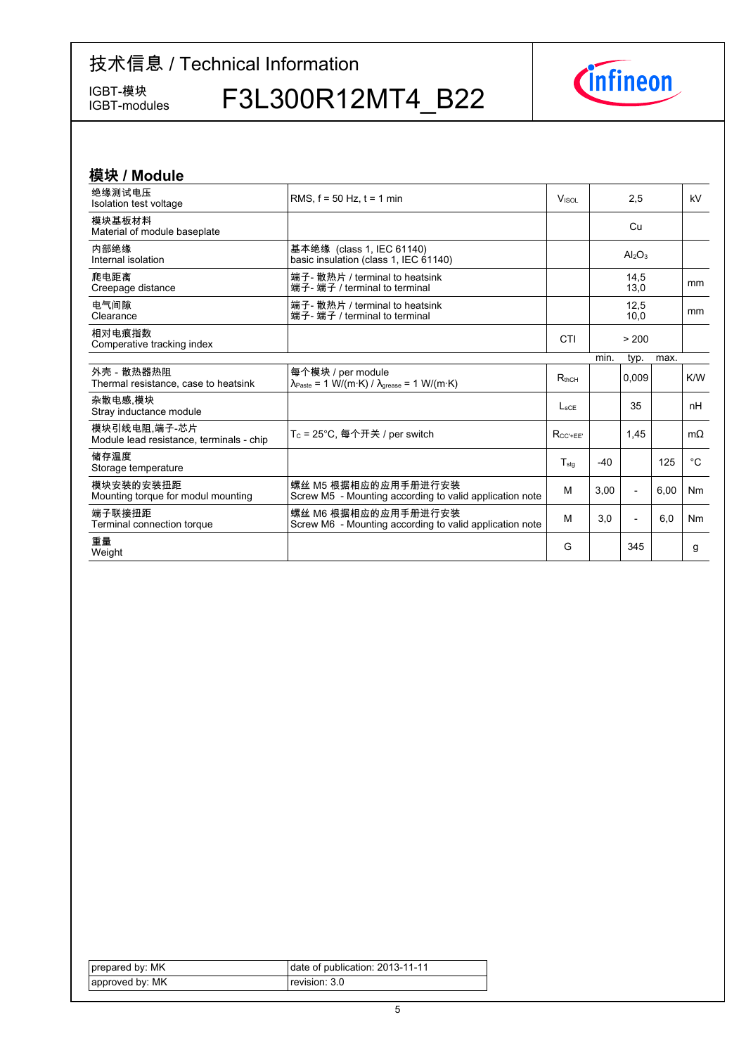# 技术信息 / Technical Information

IGBT-模块
IGBT-modules

# F3L300R12MT4_B22

## 模块 / Module

| | | | | | | |
|---|---|---|---|---|---|---|
| 绝缘测试电压<br>Isolation test voltage | RMS, f = 50 Hz, t = 1 min | $V_{ISOL}$ | | 2,5 | | kV |
| 模块基板材料<br>Material of module baseplate | | | | Cu | | |
| 内部绝缘<br>Internal isolation | 基本绝缘 (class 1, IEC 61140)<br>basic insulation (class 1, IEC 61140) | | | $Al_2O_3$ | | |
| 爬电距离<br>Creepage distance | 端子- 散热片 / terminal to heatsink<br>端子- 端子 / terminal to terminal | | | 14,5<br>13,0 | | mm |
| 电气间隙<br>Clearance | 端子- 散热片 / terminal to heatsink<br>端子- 端子 / terminal to terminal | | | 12,5<br>10,0 | | mm |
| 相对电痕指数<br>Comperative tracking index | | CTI | | > 200 | | |
| | | | min. | typ. | max. | |
| 外壳 - 散热器热阻<br>Thermal resistance, case to heatsink | 每个模块 / per module<br>$\lambda_{Paste}$ = 1 W/(m·K) / $\lambda_{grease}$ = 1 W/(m·K) | $R_{thCH}$ | | 0,009 | | K/W |
| 杂散电感,模块<br>Stray inductance module | | $L_{sCE}$ | | 35 | | nH |
| 模块引线电阻,端子-芯片<br>Module lead resistance, terminals - chip | $T_C$ = 25°C, 每个开关 / per switch | $R_{CC'+EE'}$ | | 1,45 | | mΩ |
| 储存温度<br>Storage temperature | | $T_{stg}$ | -40 | | 125 | °C |
| 模块安装的安装扭距<br>Mounting torque for modul mounting | 螺丝 M5 根据相应的应用手册进行安装<br>Screw M5 - Mounting according to valid application note | M | 3,00 | - | 6,00 | Nm |
| 端子联接扭距<br>Terminal connection torque | 螺丝 M6 根据相应的应用手册进行安装<br>Screw M6 - Mounting according to valid application note | M | 3,0 | - | 6,0 | Nm |
| 重量<br>Weight | | G | | 345 | | g |

| | |
|---|---|
| prepared by: MK | date of publication: 2013-11-11 |
| approved by: MK | revision: 3.0 |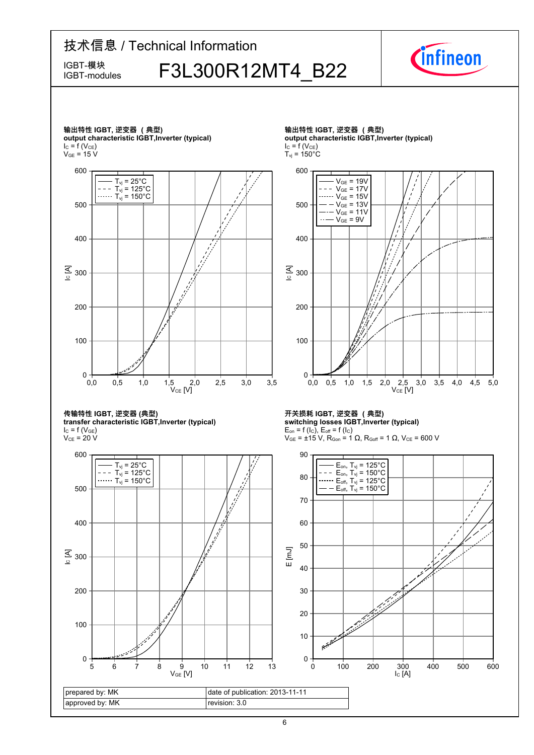技术信息 / Technical Information

IGBT-模块
IGBT-modules

# F3L300R12MT4_B22

**输出特性 IGBT, 逆变器 （典型)**
**output characteristic IGBT,Inverter (typical)**
$I_C = f(V_{CE})$
$V_{GE} = 15\ V$

- $T_{vj} = 25°C$
- $T_{vj} = 125°C$
- $T_{vj} = 150°C$

$I_C$ [A] vs. $V_{CE}$ [V]

**输出特性 IGBT, 逆变器 （典型)**
**output characteristic IGBT,Inverter (typical)**
$I_C = f(V_{CE})$
$T_{vj} = 150°C$

- $V_{GE} = 19V$
- $V_{GE} = 17V$
- $V_{GE} = 15V$
- $V_{GE} = 13V$
- $V_{GE} = 11V$
- $V_{GE} = 9V$

$I_C$ [A] vs. $V_{CE}$ [V]

**传输特性 IGBT, 逆变器 (典型)**
**transfer characteristic IGBT,Inverter (typical)**
$I_C = f(V_{GE})$
$V_{CE} = 20\ V$

- $T_{vj} = 25°C$
- $T_{vj} = 125°C$
- $T_{vj} = 150°C$

$I_C$ [A] vs. $V_{GE}$ [V]

**开关损耗 IGBT, 逆变器 （典型)**
**switching losses IGBT,Inverter (typical)**
$E_{on} = f(I_C)$, $E_{off} = f(I_C)$
$V_{GE} = ±15\ V$, $R_{Gon} = 1\ Ω$, $R_{Goff} = 1\ Ω$, $V_{CE} = 600\ V$

- $E_{on}$, $T_{vj} = 125°C$
- $E_{on}$, $T_{vj} = 150°C$
- $E_{off}$, $T_{vj} = 125°C$
- $E_{off}$, $T_{vj} = 150°C$

E [mJ] vs. $I_C$ [A]

| prepared by: MK | date of publication: 2013-11-11 |
| --- | --- |
| approved by: MK | revision: 3.0 |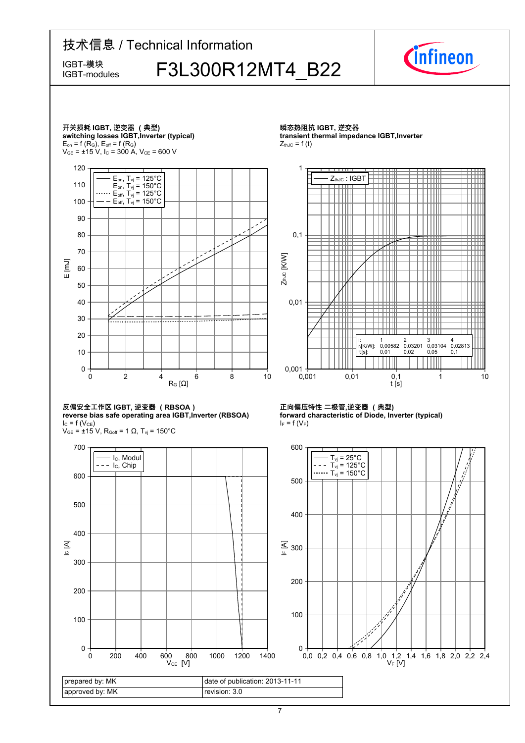技术信息 / Technical Information

IGBT-模块
IGBT-modules

# F3L300R12MT4_B22

**开关损耗 IGBT, 逆变器（典型）**
**switching losses IGBT,Inverter (typical)**
$E_{on} = f(R_G)$, $E_{off} = f(R_G)$
$V_{GE} = \pm15$ V, $I_C = 300$ A, $V_{CE} = 600$ V

- $E_{on}$, $T_{vj} = 125°C$
- $E_{on}$, $T_{vj} = 150°C$
- $E_{off}$, $T_{vj} = 125°C$
- $E_{off}$, $T_{vj} = 150°C$

**瞬态热阻抗 IGBT, 逆变器**
**transient thermal impedance IGBT,Inverter**
$Z_{thJC} = f(t)$

$Z_{thJC}$ : IGBT

| i: | 1 | 2 | 3 | 4 |
|---|---|---|---|---|
| $r_i$[K/W]: | 0,00582 | 0,03201 | 0,03104 | 0,02813 |
| $\tau_i$[s]: | 0,01 | 0,02 | 0,05 | 0,1 |

**反偏安全工作区 IGBT, 逆变器（RBSOA）**
**reverse bias safe operating area IGBT,Inverter (RBSOA)**
$I_C = f(V_{CE})$
$V_{GE} = \pm15$ V, $R_{Goff} = 1\ \Omega$, $T_{vj} = 150°C$

- $I_C$, Modul
- $I_C$, Chip

**正向偏压特性 二极管,逆变器（典型）**
**forward characteristic of Diode, Inverter (typical)**
$I_F = f(V_F)$

- $T_{vj} = 25°C$
- $T_{vj} = 125°C$
- $T_{vj} = 150°C$

| prepared by: MK | date of publication: 2013-11-11 |
|---|---|
| approved by: MK | revision: 3.0 |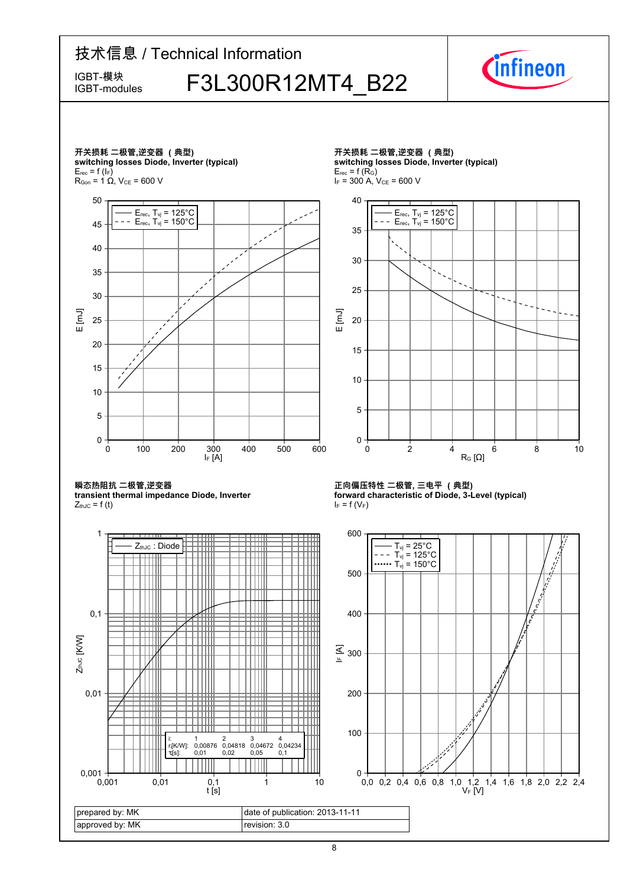# 技术信息 / Technical Information

IGBT-模块
IGBT-modules

## F3L300R12MT4_B22

### 开关损耗 二极管,逆变器 （典型）
**switching losses Diode, Inverter (typical)**

$E_{rec} = f(I_F)$

$R_{Gon} = 1\ \Omega$, $V_{CE} = 600$ V

— $E_{rec}$, $T_{vj} = 125°C$
- - - $E_{rec}$, $T_{vj} = 150°C$

E [mJ] vs. $I_F$ [A]

### 开关损耗 二极管,逆变器 （典型）
**switching losses Diode, Inverter (typical)**

$E_{rec} = f(R_G)$

$I_F = 300$ A, $V_{CE} = 600$ V

— $E_{rec}$, $T_{vj} = 125°C$
- - - $E_{rec}$, $T_{vj} = 150°C$

E [mJ] vs. $R_G$ [Ω]

### 瞬态热阻抗 二极管,逆变器
**transient thermal impedance Diode, Inverter**

$Z_{thJC} = f(t)$

— $Z_{thJC}$ : Diode

$Z_{thJC}$ [K/W] vs. t [s]

| i: | 1 | 2 | 3 | 4 |
|---|---|---|---|---|
| $r_i$[K/W]: | 0,00876 | 0,04818 | 0,04672 | 0,04234 |
| $\tau_i$[s]: | 0,01 | 0,02 | 0,05 | 0,1 |

### 正向偏压特性 二极管, 三电平 （典型）
**forward characteristic of Diode, 3-Level (typical)**

$I_F = f(V_F)$

— $T_{vj} = 25°C$
- - - $T_{vj} = 125°C$
······ $T_{vj} = 150°C$

$I_F$ [A] vs. $V_F$ [V]

| prepared by: MK | date of publication: 2013-11-11 |
|---|---|
| approved by: MK | revision: 3.0 |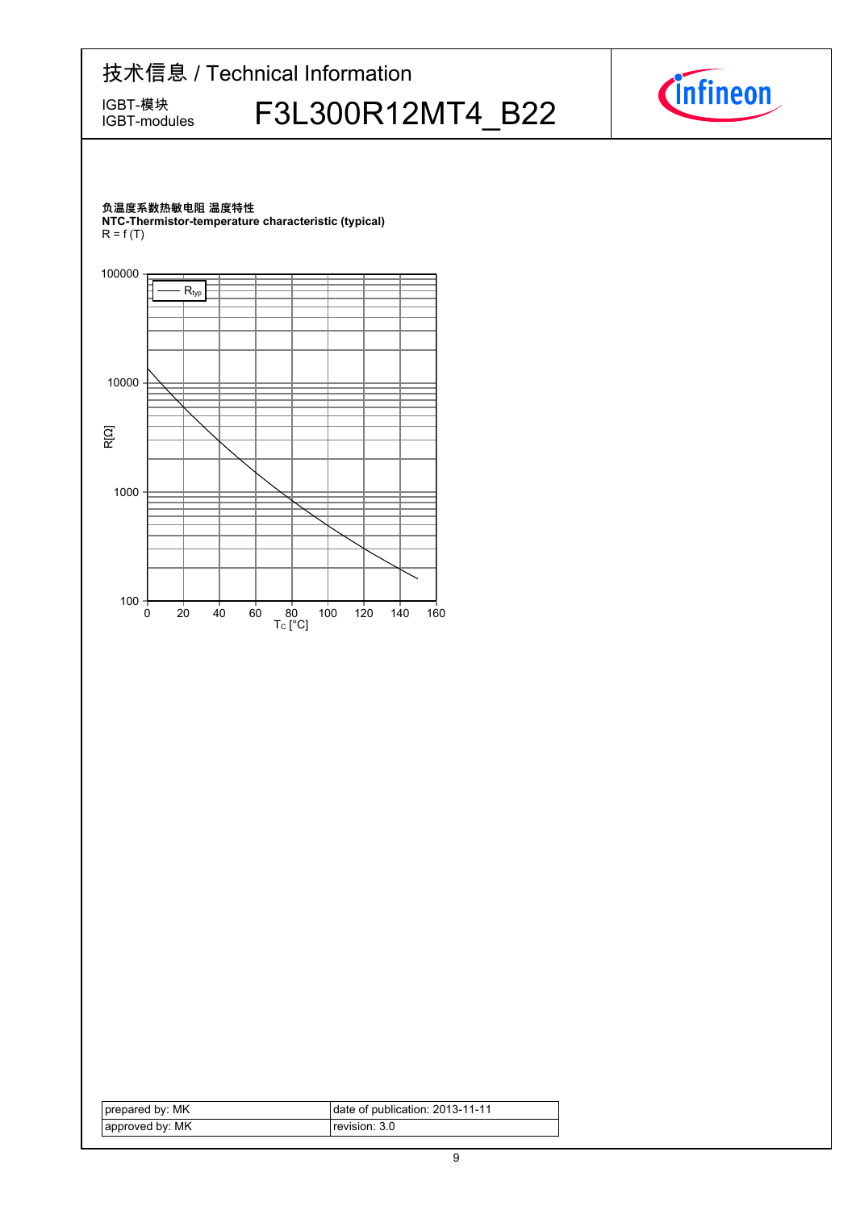负温度系数热敏电阻 温度特性

**NTC-Thermistor-temperature characteristic (typical)**

R = f (T)

| prepared by: MK | date of publication: 2013-11-11 |
| --- | --- |
| approved by: MK | revision: 3.0 |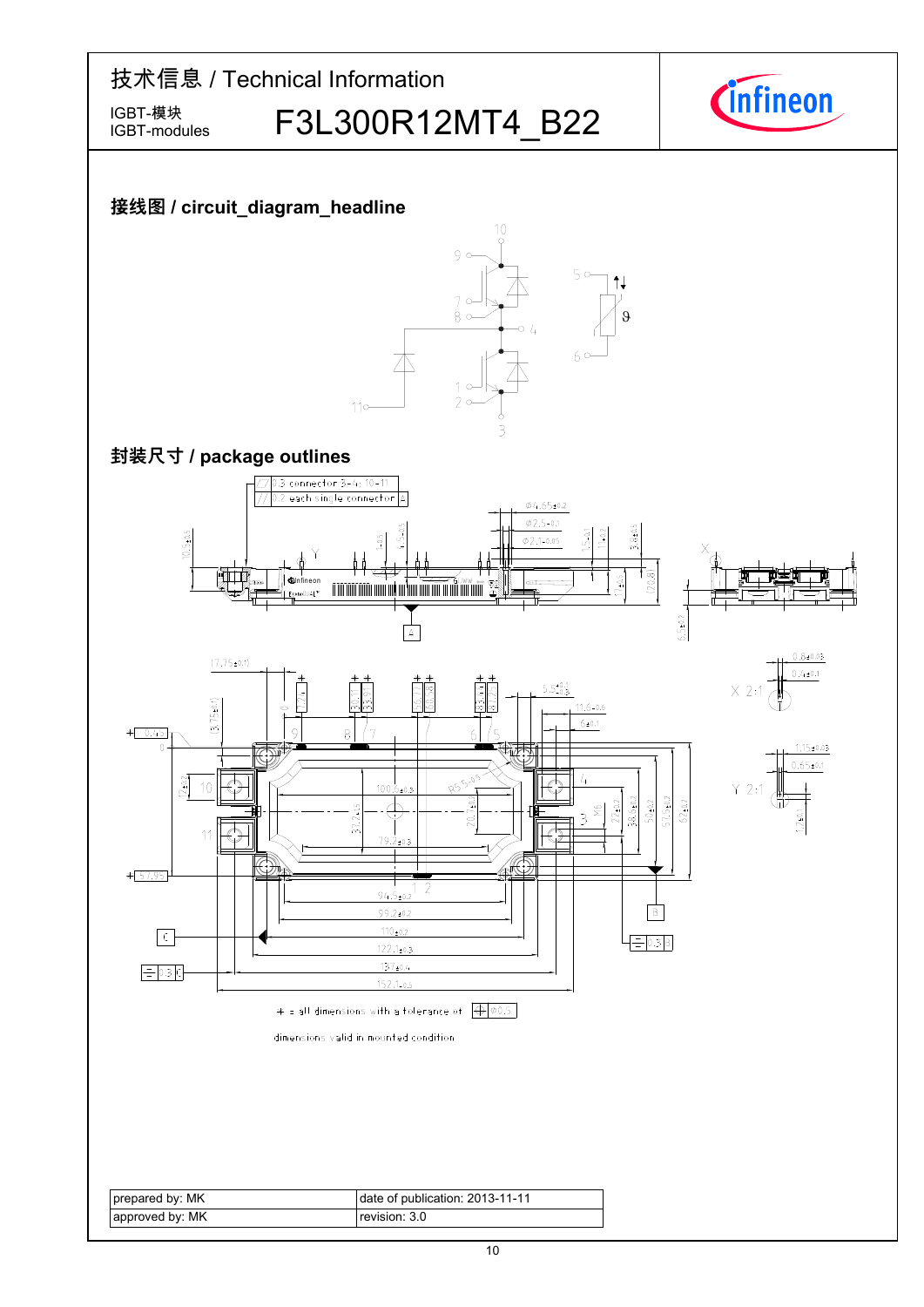技术信息 / Technical Information

IGBT-模块
IGBT-modules

# F3L300R12MT4_B22

## 接线图 / circuit_diagram_headline

## 封装尺寸 / package outlines

+ = all dimensions with a tolerance of ⌖ Ø0.5

dimensions valid in mounted condition

| prepared by: MK | date of publication: 2013-11-11 |
|---|---|
| approved by: MK | revision: 3.0 |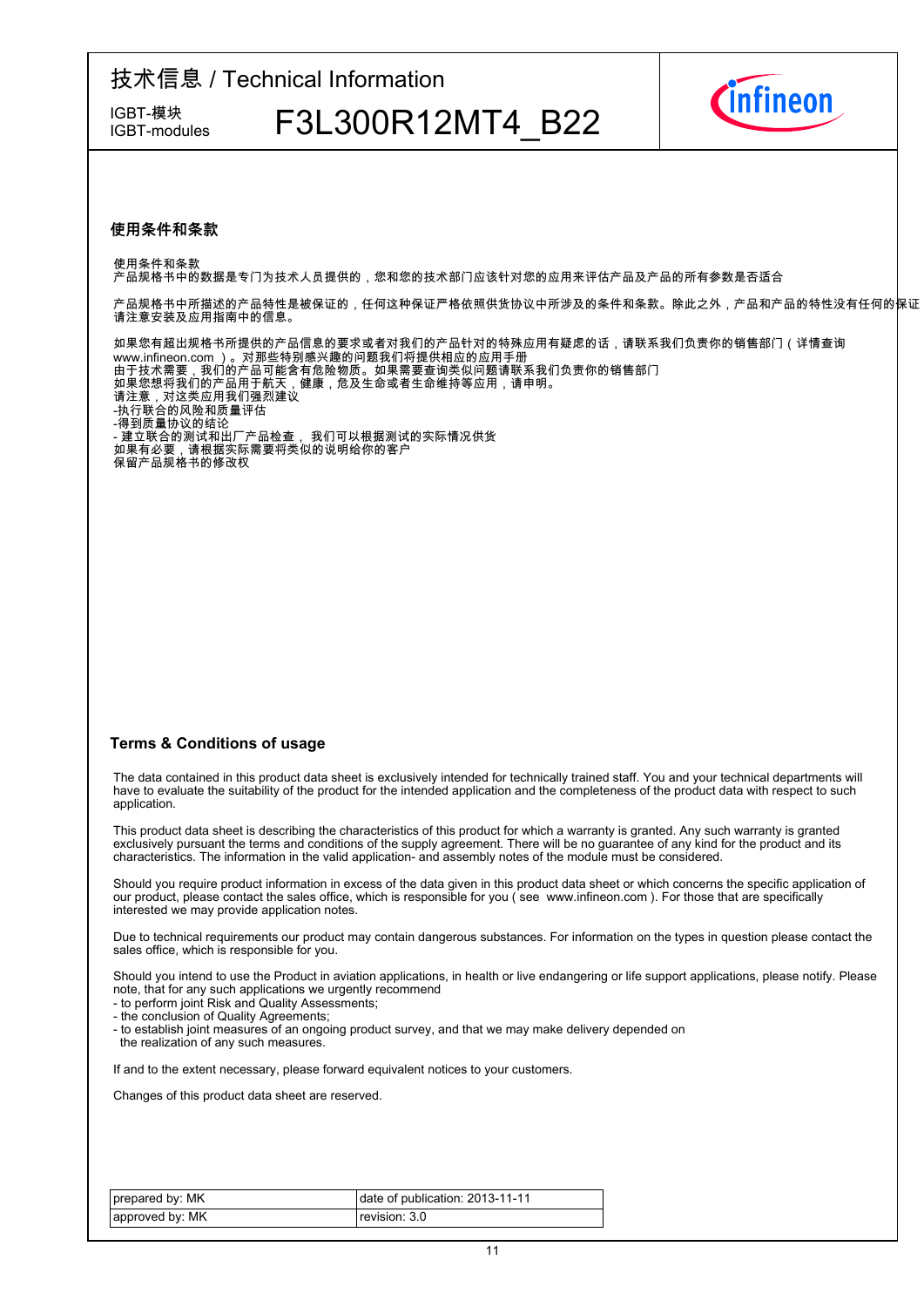## 使用条件和条款

使用条件和条款
产品规格书中的数据是专门为技术人员提供的，您和您的技术部门应该针对您的应用来评估产品及产品的所有参数是否适合

产品规格书中所描述的产品特性是被保证的，任何这种保证严格依照供货协议中所涉及的条件和条款。除此之外，产品和产品的特性没有任何的保证
请注意安装及应用指南中的信息。

如果您有超出规格书所提供的产品信息的要求或者对我们的产品针对的特殊应用有疑虑的话，请联系我们负责你的销售部门（详情查询 www.infineon.com ）。对那些特别感兴趣的问题我们将提供相应的应用手册
由于技术需要，我们的产品可能含有危险物质。如果需要查询类似问题请联系我们负责你的销售部门
如果您想将我们的产品用于航天，健康，危及生命或者生命维持等应用，请申明。
请注意，对这类应用我们强烈建议
-执行联合的风险和质量评估
-得到质量协议的结论
- 建立联合的测试和出厂产品检查， 我们可以根据测试的实际情况供货
如果有必要，请根据实际需要将类似的说明给你的客户
保留产品规格书的修改权

## Terms & Conditions of usage

The data contained in this product data sheet is exclusively intended for technically trained staff. You and your technical departments will have to evaluate the suitability of the product for the intended application and the completeness of the product data with respect to such application.

This product data sheet is describing the characteristics of this product for which a warranty is granted. Any such warranty is granted exclusively pursuant the terms and conditions of the supply agreement. There will be no guarantee of any kind for the product and its characteristics. The information in the valid application- and assembly notes of the module must be considered.

Should you require product information in excess of the data given in this product data sheet or which concerns the specific application of our product, please contact the sales office, which is responsible for you ( see www.infineon.com ). For those that are specifically interested we may provide application notes.

Due to technical requirements our product may contain dangerous substances. For information on the types in question please contact the sales office, which is responsible for you.

Should you intend to use the Product in aviation applications, in health or live endangering or life support applications, please notify. Please note, that for any such applications we urgently recommend
- to perform joint Risk and Quality Assessments;
- the conclusion of Quality Agreements;
- to establish joint measures of an ongoing product survey, and that we may make delivery depended on the realization of any such measures.

If and to the extent necessary, please forward equivalent notices to your customers.

Changes of this product data sheet are reserved.

| | |
|---|---|
| prepared by: MK | date of publication: 2013-11-11 |
| approved by: MK | revision: 3.0 |